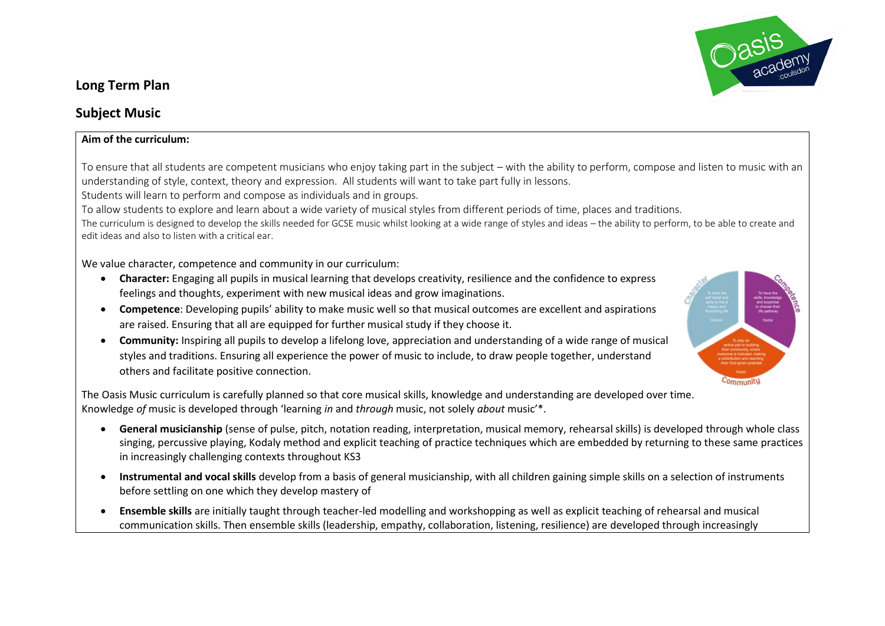## Long Term Plan

## Subject Music

**Aim of the curriculum:**

To ensure that all students are competent musicians who enjoy taking part in the subject – with the ability to perform, compose and listen to music with an understanding of style, context, theory and expression. All students will want to take part fully in lessons.
Students will learn to perform and compose as individuals and in groups.
To allow students to explore and learn about a wide variety of musical styles from different periods of time, places and traditions.
The curriculum is designed to develop the skills needed for GCSE music whilst looking at a wide range of styles and ideas – the ability to perform, to be able to create and edit ideas and also to listen with a critical ear.

We value character, competence and community in our curriculum:

- **Character:** Engaging all pupils in musical learning that develops creativity, resilience and the confidence to express feelings and thoughts, experiment with new musical ideas and grow imaginations.
- **Competence**: Developing pupils' ability to make music well so that musical outcomes are excellent and aspirations are raised. Ensuring that all are equipped for further musical study if they choose it.
- **Community:** Inspiring all pupils to develop a lifelong love, appreciation and understanding of a wide range of musical styles and traditions. Ensuring all experience the power of music to include, to draw people together, understand others and facilitate positive connection.

The Oasis Music curriculum is carefully planned so that core musical skills, knowledge and understanding are developed over time.
Knowledge *of* music is developed through 'learning *in* and *through* music, not solely *about* music'*.

- **General musicianship** (sense of pulse, pitch, notation reading, interpretation, musical memory, rehearsal skills) is developed through whole class singing, percussive playing, Kodaly method and explicit teaching of practice techniques which are embedded by returning to these same practices in increasingly challenging contexts throughout KS3
- **Instrumental and vocal skills** develop from a basis of general musicianship, with all children gaining simple skills on a selection of instruments before settling on one which they develop mastery of
- **Ensemble skills** are initially taught through teacher-led modelling and workshopping as well as explicit teaching of rehearsal and musical communication skills. Then ensemble skills (leadership, empathy, collaboration, listening, resilience) are developed through increasingly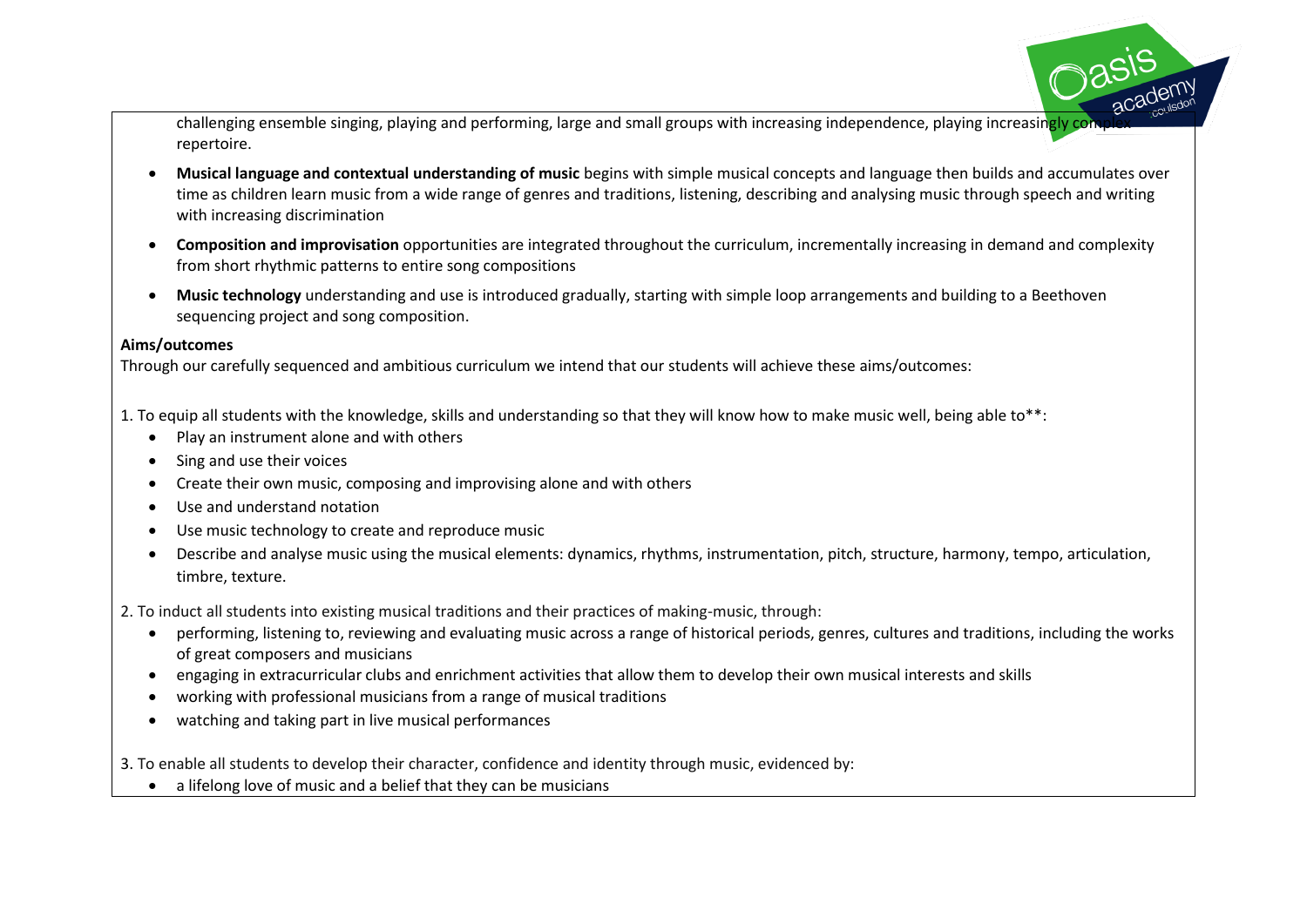challenging ensemble singing, playing and performing, large and small groups with increasing independence, playing increasingly complex repertoire.

- **Musical language and contextual understanding of music** begins with simple musical concepts and language then builds and accumulates over time as children learn music from a wide range of genres and traditions, listening, describing and analysing music through speech and writing with increasing discrimination
- **Composition and improvisation** opportunities are integrated throughout the curriculum, incrementally increasing in demand and complexity from short rhythmic patterns to entire song compositions
- **Music technology** understanding and use is introduced gradually, starting with simple loop arrangements and building to a Beethoven sequencing project and song composition.

**Aims/outcomes**

Through our carefully sequenced and ambitious curriculum we intend that our students will achieve these aims/outcomes:

1. To equip all students with the knowledge, skills and understanding so that they will know how to make music well, being able to**:
   - Play an instrument alone and with others
   - Sing and use their voices
   - Create their own music, composing and improvising alone and with others
   - Use and understand notation
   - Use music technology to create and reproduce music
   - Describe and analyse music using the musical elements: dynamics, rhythms, instrumentation, pitch, structure, harmony, tempo, articulation, timbre, texture.

2. To induct all students into existing musical traditions and their practices of making-music, through:
   - performing, listening to, reviewing and evaluating music across a range of historical periods, genres, cultures and traditions, including the works of great composers and musicians
   - engaging in extracurricular clubs and enrichment activities that allow them to develop their own musical interests and skills
   - working with professional musicians from a range of musical traditions
   - watching and taking part in live musical performances

3. To enable all students to develop their character, confidence and identity through music, evidenced by:
   - a lifelong love of music and a belief that they can be musicians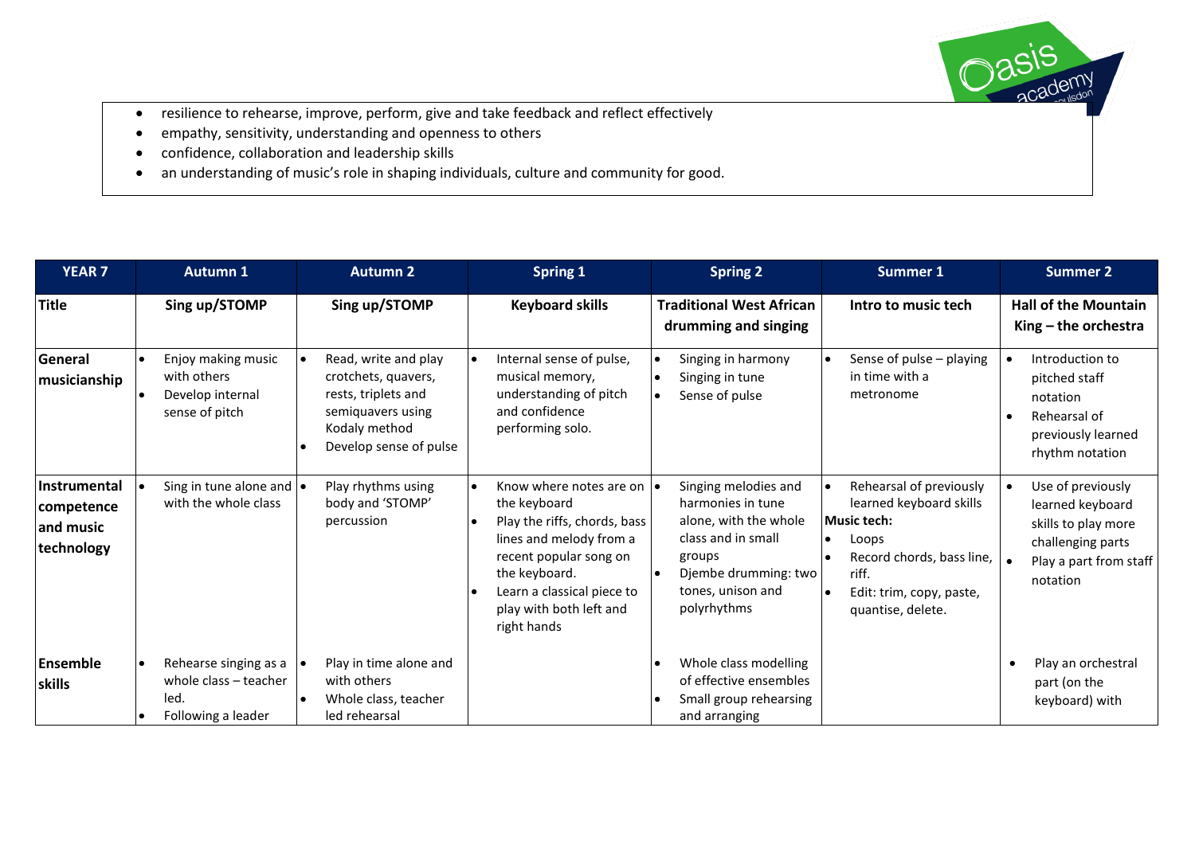- resilience to rehearse, improve, perform, give and take feedback and reflect effectively
- empathy, sensitivity, understanding and openness to others
- confidence, collaboration and leadership skills
- an understanding of music's role in shaping individuals, culture and community for good.

| YEAR 7 | Autumn 1 | Autumn 2 | Spring 1 | Spring 2 | Summer 1 | Summer 2 |
|---|---|---|---|---|---|---|
| **Title** | **Sing up/STOMP** | **Sing up/STOMP** | **Keyboard skills** | **Traditional West African drumming and singing** | **Intro to music tech** | **Hall of the Mountain King – the orchestra** |
| **General musicianship** | • Enjoy making music with others<br>• Develop internal sense of pitch | • Read, write and play crotchets, quavers, rests, triplets and semiquavers using Kodaly method<br>• Develop sense of pulse | • Internal sense of pulse, musical memory, understanding of pitch and confidence performing solo. | • Singing in harmony<br>• Singing in tune<br>• Sense of pulse | • Sense of pulse – playing in time with a metronome | • Introduction to pitched staff notation<br>• Rehearsal of previously learned rhythm notation |
| **Instrumental competence and music technology** | • Sing in tune alone and with the whole class | • Play rhythms using body and 'STOMP' percussion | • Know where notes are on the keyboard<br>• Play the riffs, chords, bass lines and melody from a recent popular song on the keyboard.<br>• Learn a classical piece to play with both left and right hands | • Singing melodies and harmonies in tune alone, with the whole class and in small groups<br>• Djembe drumming: two tones, unison and polyrhythms | • Rehearsal of previously learned keyboard skills<br>**Music tech:**<br>• Loops<br>• Record chords, bass line, riff.<br>• Edit: trim, copy, paste, quantise, delete. | • Use of previously learned keyboard skills to play more challenging parts<br>• Play a part from staff notation |
| **Ensemble skills** | • Rehearse singing as a whole class – teacher led.<br>• Following a leader | • Play in time alone and with others<br>• Whole class, teacher led rehearsal | | • Whole class modelling of effective ensembles<br>• Small group rehearsing and arranging | | • Play an orchestral part (on the keyboard) with |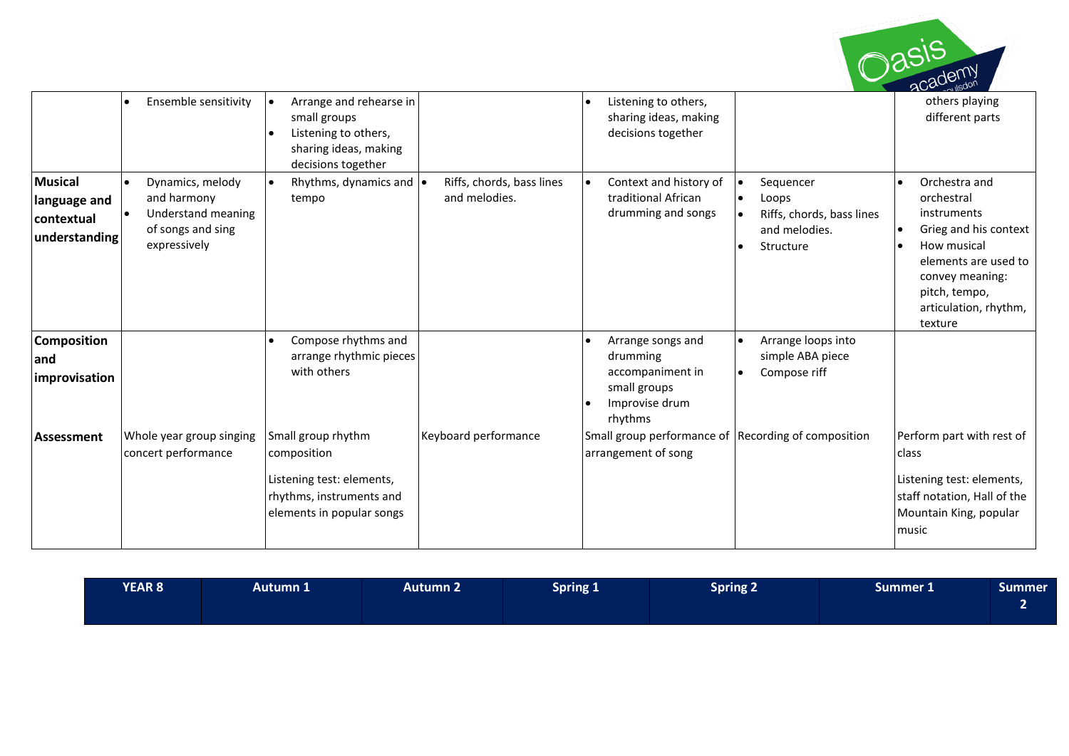| | | | | | | |
|---|---|---|---|---|---|---|
| | • Ensemble sensitivity | • Arrange and rehearse in small groups<br>• Listening to others, sharing ideas, making decisions together | | • Listening to others, sharing ideas, making decisions together | | others playing different parts |
| **Musical language and contextual understanding** | • Dynamics, melody and harmony<br>• Understand meaning of songs and sing expressively | • Rhythms, dynamics and tempo | • Riffs, chords, bass lines and melodies. | • Context and history of traditional African drumming and songs | • Sequencer<br>• Loops<br>• Riffs, chords, bass lines and melodies.<br>• Structure | • Orchestra and orchestral instruments<br>• Grieg and his context<br>• How musical elements are used to convey meaning: pitch, tempo, articulation, rhythm, texture |
| **Composition and improvisation** | | • Compose rhythms and arrange rhythmic pieces with others | | • Arrange songs and drumming accompaniment in small groups<br>• Improvise drum rhythms | • Arrange loops into simple ABA piece<br>• Compose riff | |
| **Assessment** | Whole year group singing concert performance | Small group rhythm composition<br><br>Listening test: elements, rhythms, instruments and elements in popular songs | Keyboard performance | Small group performance of arrangement of song | Recording of composition | Perform part with rest of class<br><br>Listening test: elements, staff notation, Hall of the Mountain King, popular music |

| YEAR 8 | Autumn 1 | Autumn 2 | Spring 1 | Spring 2 | Summer 1 | Summer 2 |
|---|---|---|---|---|---|---|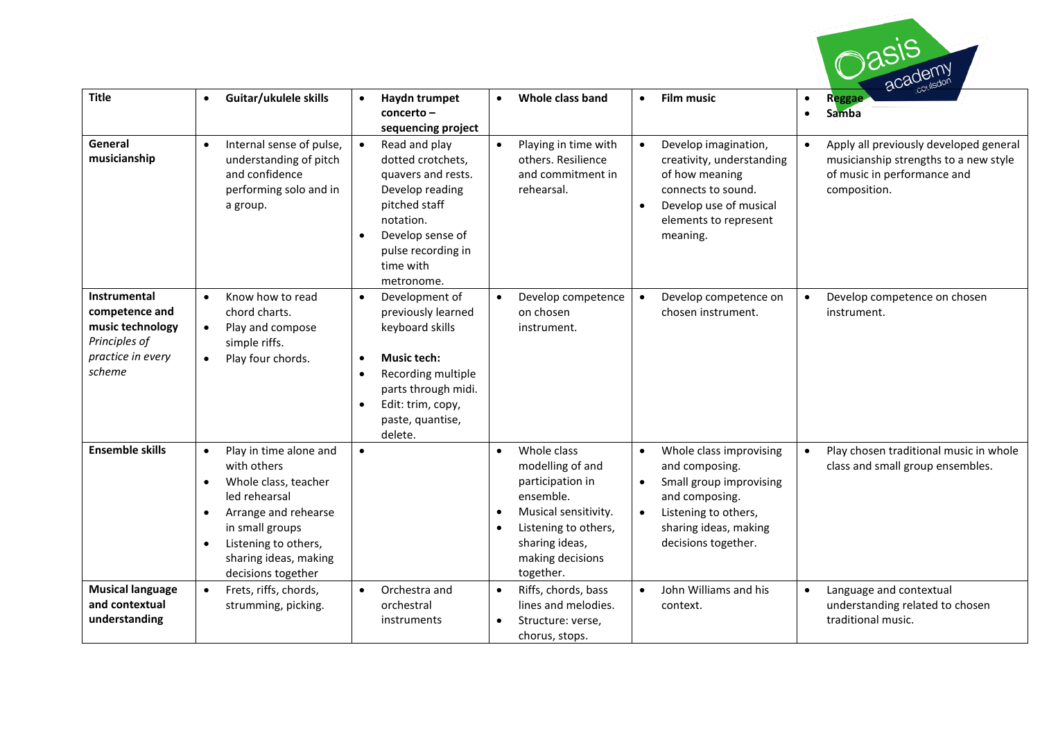| Title | Guitar/ukulele skills | Haydn trumpet concerto – sequencing project | Whole class band | Film music | Reggae<br>Samba |
|---|---|---|---|---|---|
| **General musicianship** | • Internal sense of pulse, understanding of pitch and confidence performing solo and in a group. | • Read and play dotted crotchets, quavers and rests. Develop reading pitched staff notation.<br>• Develop sense of pulse recording in time with metronome. | • Playing in time with others. Resilience and commitment in rehearsal. | • Develop imagination, creativity, understanding of how meaning connects to sound.<br>• Develop use of musical elements to represent meaning. | • Apply all previously developed general musicianship strengths to a new style of music in performance and composition. |
| **Instrumental competence and music technology** *Principles of practice in every scheme* | • Know how to read chord charts.<br>• Play and compose simple riffs.<br>• Play four chords. | • Development of previously learned keyboard skills<br>• **Music tech:**<br>• Recording multiple parts through midi.<br>• Edit: trim, copy, paste, quantise, delete. | • Develop competence on chosen instrument. | • Develop competence on chosen instrument. | • Develop competence on chosen instrument. |
| **Ensemble skills** | • Play in time alone and with others<br>• Whole class, teacher led rehearsal<br>• Arrange and rehearse in small groups<br>• Listening to others, sharing ideas, making decisions together | • | • Whole class modelling of and participation in ensemble.<br>• Musical sensitivity.<br>• Listening to others, sharing ideas, making decisions together. | • Whole class improvising and composing.<br>• Small group improvising and composing.<br>• Listening to others, sharing ideas, making decisions together. | • Play chosen traditional music in whole class and small group ensembles. |
| **Musical language and contextual understanding** | • Frets, riffs, chords, strumming, picking. | • Orchestra and orchestral instruments | • Riffs, chords, bass lines and melodies.<br>• Structure: verse, chorus, stops. | • John Williams and his context. | • Language and contextual understanding related to chosen traditional music. |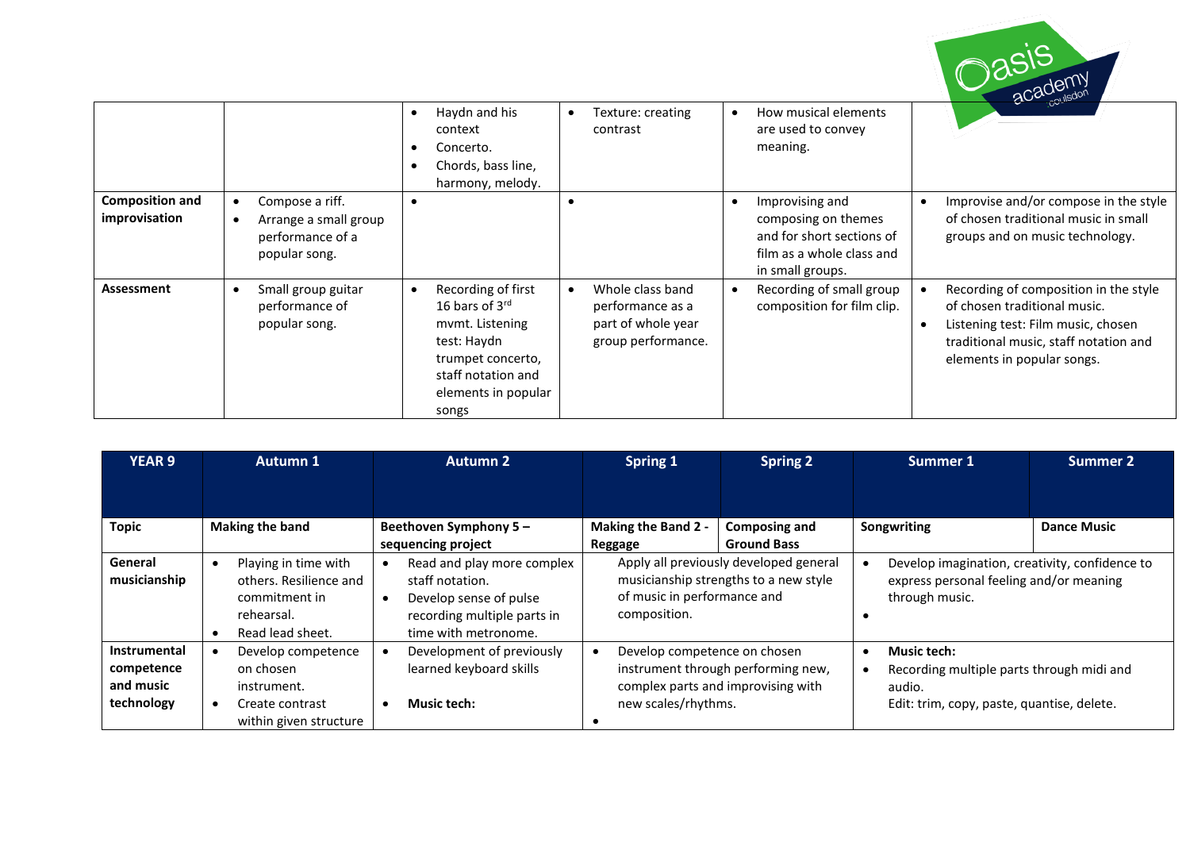| | | | | | |
|---|---|---|---|---|---|
| | | • Haydn and his context<br>• Concerto.<br>• Chords, bass line, harmony, melody. | • Texture: creating contrast | • How musical elements are used to convey meaning. | |
| **Composition and improvisation** | • Compose a riff.<br>• Arrange a small group performance of a popular song. | • | • | • Improvising and composing on themes and for short sections of film as a whole class and in small groups. | • Improvise and/or compose in the style of chosen traditional music in small groups and on music technology. |
| **Assessment** | • Small group guitar performance of popular song. | • Recording of first 16 bars of 3rd mvmt. Listening test: Haydn trumpet concerto, staff notation and elements in popular songs | • Whole class band performance as a part of whole year group performance. | • Recording of small group composition for film clip. | • Recording of composition in the style of chosen traditional music.<br>• Listening test: Film music, chosen traditional music, staff notation and elements in popular songs. |

| YEAR 9 | Autumn 1 | Autumn 2 | Spring 1 | Spring 2 | Summer 1 | Summer 2 |
|---|---|---|---|---|---|---|
| **Topic** | **Making the band** | **Beethoven Symphony 5 – sequencing project** | **Making the Band 2 - Reggage** | **Composing and Ground Bass** | **Songwriting** | **Dance Music** |
| **General musicianship** | • Playing in time with others. Resilience and commitment in rehearsal.<br>• Read lead sheet. | • Read and play more complex staff notation.<br>• Develop sense of pulse recording multiple parts in time with metronome. | Apply all previously developed general musicianship strengths to a new style of music in performance and composition. | | • Develop imagination, creativity, confidence to express personal feeling and/or meaning through music.<br>• | |
| **Instrumental competence and music technology** | • Develop competence on chosen instrument.<br>• Create contrast within given structure | • Development of previously learned keyboard skills<br>• **Music tech:** | • Develop competence on chosen instrument through performing new, complex parts and improvising with new scales/rhythms.<br>• | | • **Music tech:**<br>• Recording multiple parts through midi and audio.<br>Edit: trim, copy, paste, quantise, delete. | |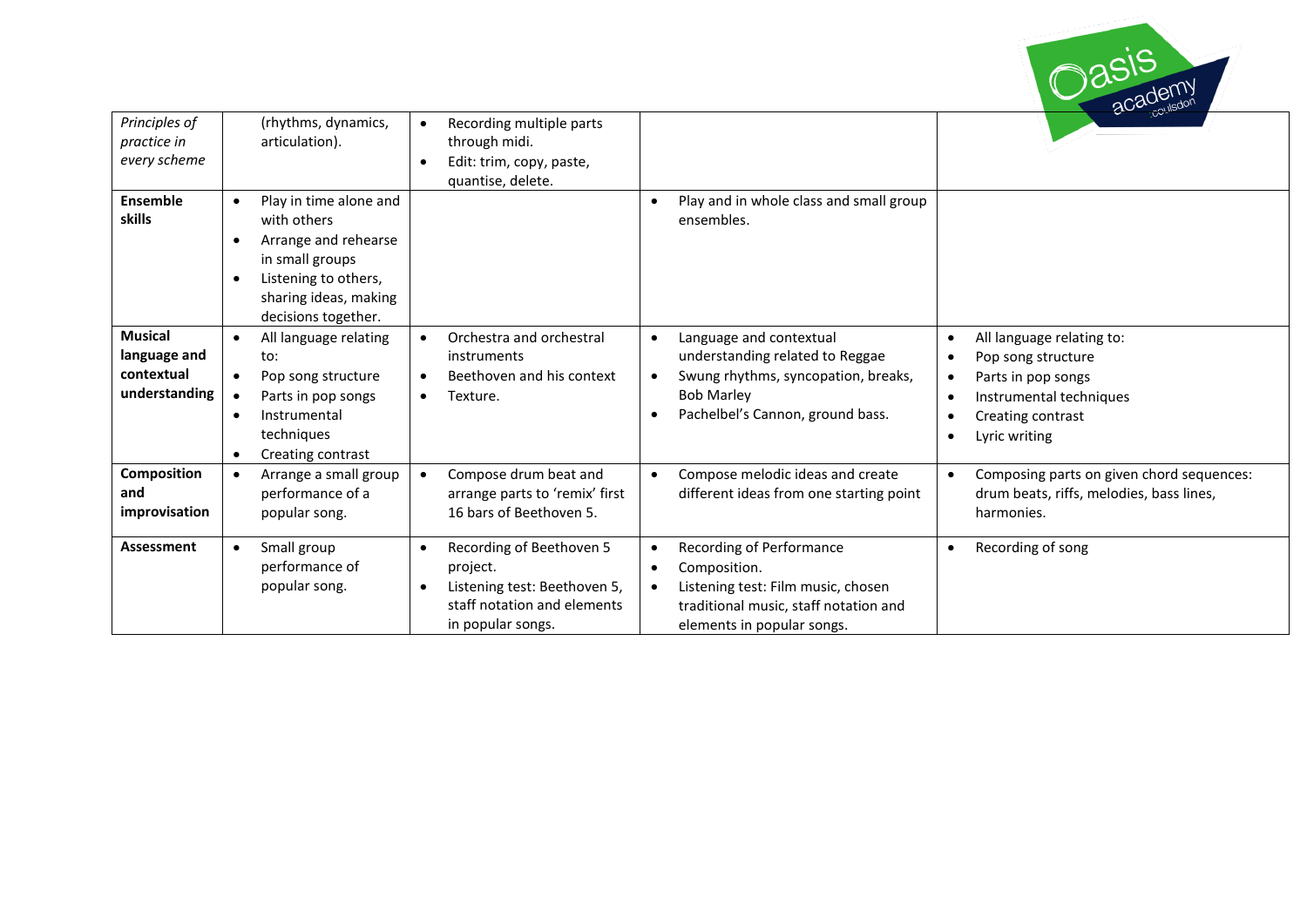| | | | | |
|---|---|---|---|---|
| *Principles of practice in every scheme* | (rhythms, dynamics, articulation). | • Recording multiple parts through midi.<br>• Edit: trim, copy, paste, quantise, delete. | | |
| **Ensemble skills** | • Play in time alone and with others<br>• Arrange and rehearse in small groups<br>• Listening to others, sharing ideas, making decisions together. | | • Play and in whole class and small group ensembles. | |
| **Musical language and contextual understanding** | • All language relating to:<br>• Pop song structure<br>• Parts in pop songs<br>• Instrumental techniques<br>• Creating contrast | • Orchestra and orchestral instruments<br>• Beethoven and his context<br>• Texture. | • Language and contextual understanding related to Reggae<br>• Swung rhythms, syncopation, breaks, Bob Marley<br>• Pachelbel's Cannon, ground bass. | • All language relating to:<br>• Pop song structure<br>• Parts in pop songs<br>• Instrumental techniques<br>• Creating contrast<br>• Lyric writing |
| **Composition and improvisation** | • Arrange a small group performance of a popular song. | • Compose drum beat and arrange parts to 'remix' first 16 bars of Beethoven 5. | • Compose melodic ideas and create different ideas from one starting point | • Composing parts on given chord sequences: drum beats, riffs, melodies, bass lines, harmonies. |
| **Assessment** | • Small group performance of popular song. | • Recording of Beethoven 5 project.<br>• Listening test: Beethoven 5, staff notation and elements in popular songs. | • Recording of Performance<br>• Composition.<br>• Listening test: Film music, chosen traditional music, staff notation and elements in popular songs. | • Recording of song |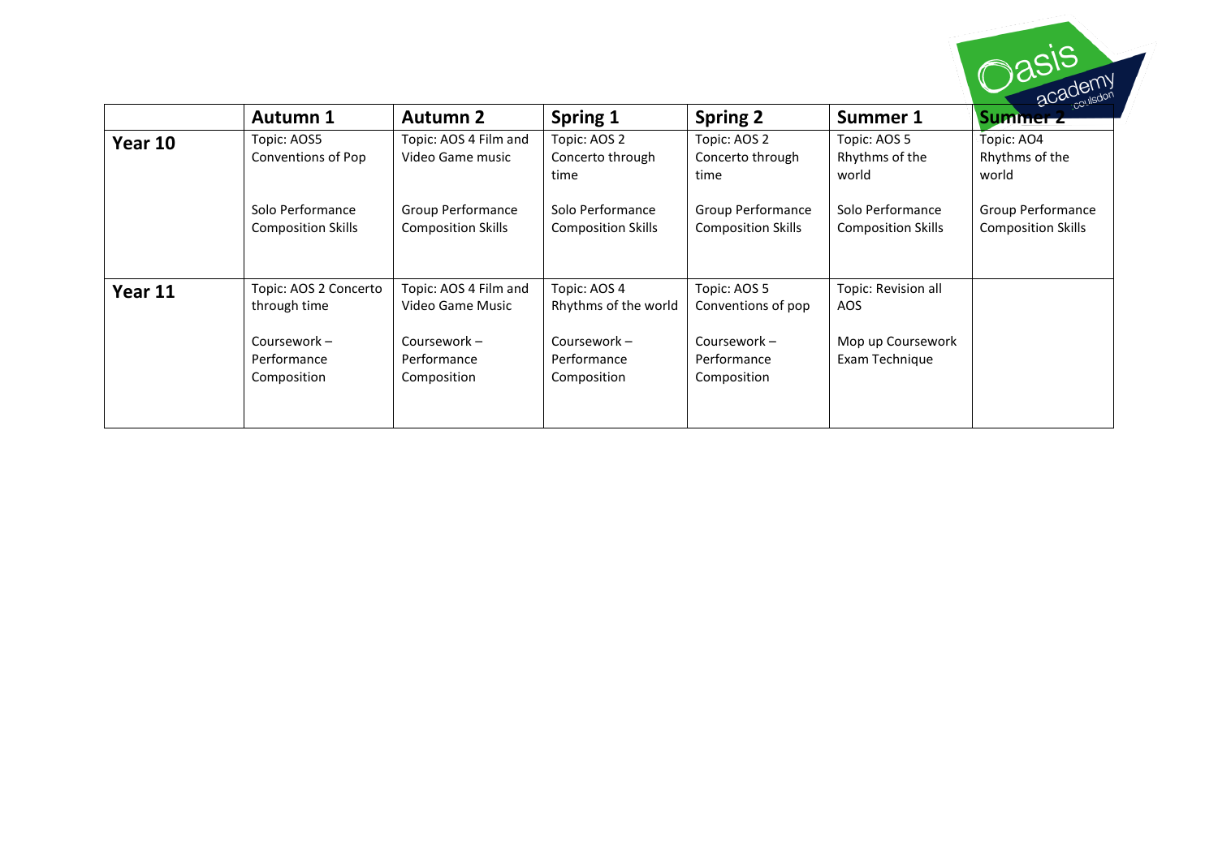| | Autumn 1 | Autumn 2 | Spring 1 | Spring 2 | Summer 1 | Summer 2 |
|---|---|---|---|---|---|---|
| **Year 10** | Topic: AOS5 Conventions of Pop<br><br>Solo Performance<br>Composition Skills | Topic: AOS 4 Film and Video Game music<br><br>Group Performance<br>Composition Skills | Topic: AOS 2 Concerto through time<br><br>Solo Performance<br>Composition Skills | Topic: AOS 2 Concerto through time<br><br>Group Performance<br>Composition Skills | Topic: AOS 5 Rhythms of the world<br><br>Solo Performance<br>Composition Skills | Topic: AO4 Rhythms of the world<br><br>Group Performance<br>Composition Skills |
| **Year 11** | Topic: AOS 2 Concerto through time<br><br>Coursework –<br>Performance<br>Composition | Topic: AOS 4 Film and Video Game Music<br><br>Coursework –<br>Performance<br>Composition | Topic: AOS 4 Rhythms of the world<br><br>Coursework –<br>Performance<br>Composition | Topic: AOS 5 Conventions of pop<br><br>Coursework –<br>Performance<br>Composition | Topic: Revision all AOS<br><br>Mop up Coursework<br>Exam Technique | |